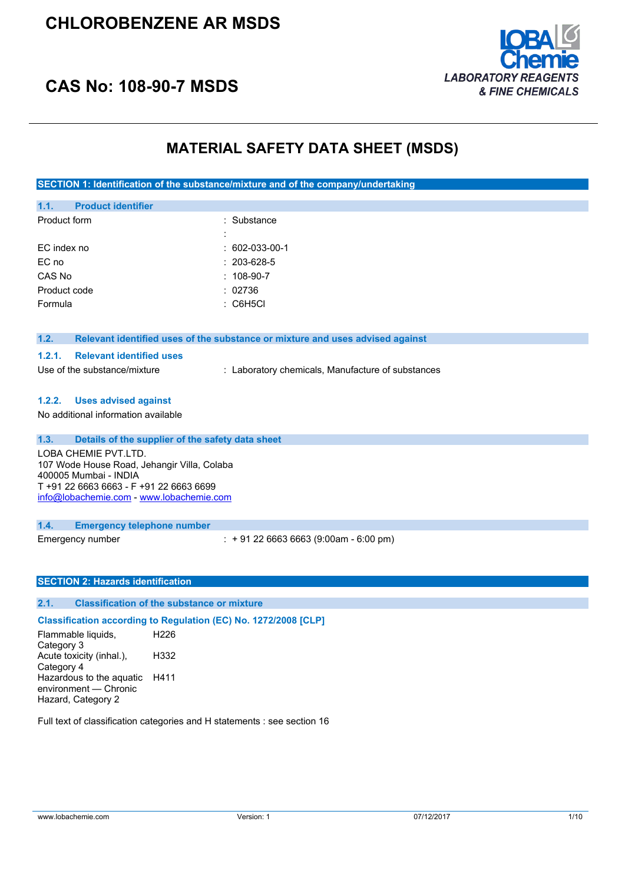# CHLOROBENZENE AR MSDS

## CAS No: 108-90-7 MSDS

LOBA Chemie
*LABORATORY REAGENTS & FINE CHEMICALS*

# MATERIAL SAFETY DATA SHEET (MSDS)

## SECTION 1: Identification of the substance/mixture and of the company/undertaking

### 1.1. Product identifier

| | |
|---|---|
| Product form | : Substance |
| | : |
| EC index no | : 602-033-00-1 |
| EC no | : 203-628-5 |
| CAS No | : 108-90-7 |
| Product code | : 02736 |
| Formula | : C6H5Cl |

### 1.2. Relevant identified uses of the substance or mixture and uses advised against

#### 1.2.1. Relevant identified uses

| | |
|---|---|
| Use of the substance/mixture | : Laboratory chemicals, Manufacture of substances |

#### 1.2.2. Uses advised against

No additional information available

### 1.3. Details of the supplier of the safety data sheet

LOBA CHEMIE PVT.LTD.
107 Wode House Road, Jehangir Villa, Colaba
400005 Mumbai - INDIA
T +91 22 6663 6663 - F +91 22 6663 6699
info@lobachemie.com - www.lobachemie.com

### 1.4. Emergency telephone number

| | |
|---|---|
| Emergency number | : + 91 22 6663 6663 (9:00am - 6:00 pm) |

## SECTION 2: Hazards identification

### 2.1. Classification of the substance or mixture

**Classification according to Regulation (EC) No. 1272/2008 [CLP]**

| | |
|---|---|
| Flammable liquids, Category 3 | H226 |
| Acute toxicity (inhal.), Category 4 | H332 |
| Hazardous to the aquatic environment — Chronic Hazard, Category 2 | H411 |

Full text of classification categories and H statements : see section 16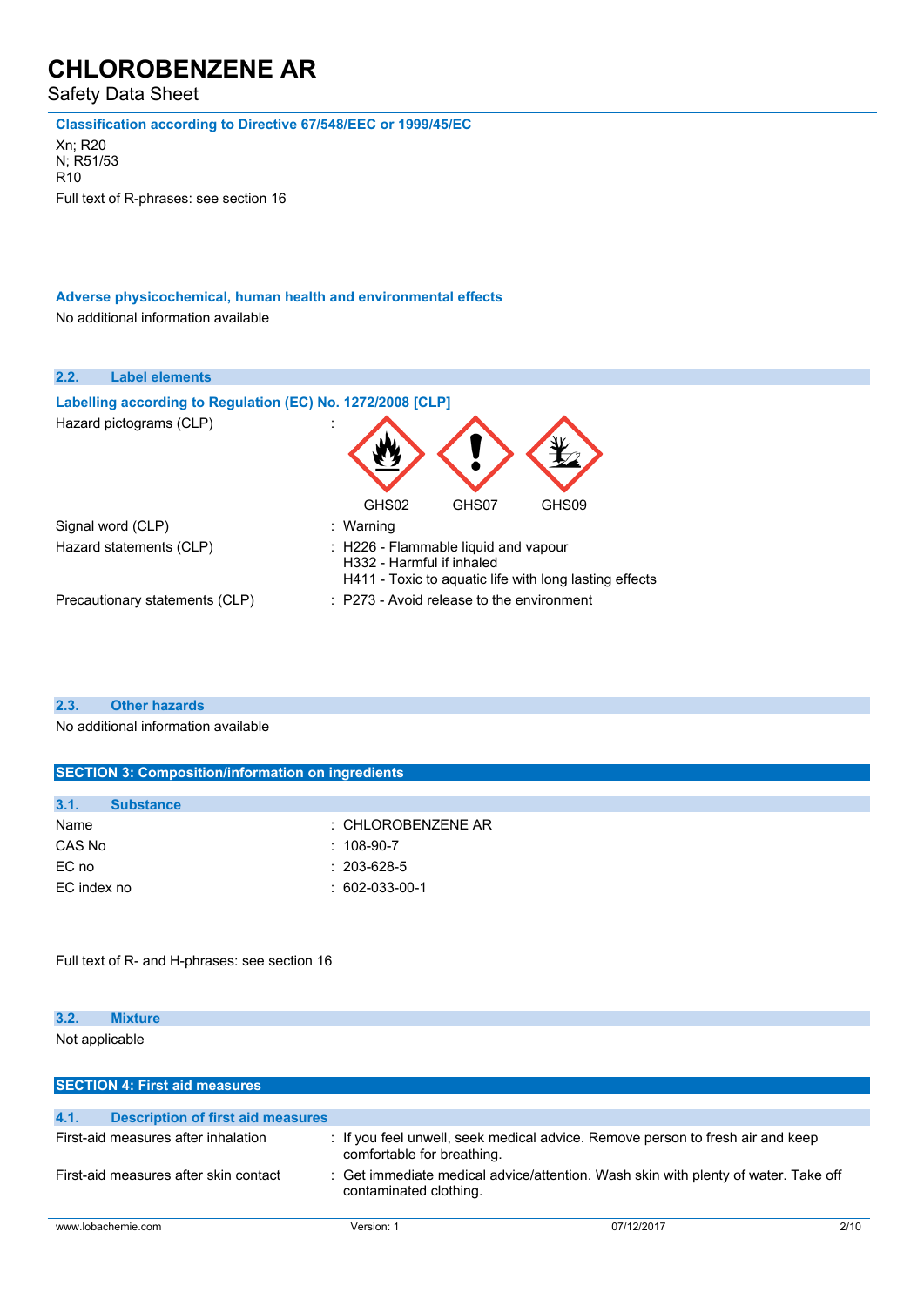**Classification according to Directive 67/548/EEC or 1999/45/EC**

Xn; R20
N; R51/53
R10

Full text of R-phrases: see section 16

**Adverse physicochemical, human health and environmental effects**

No additional information available

### 2.2. Label elements

**Labelling according to Regulation (EC) No. 1272/2008 [CLP]**

| | |
|---|---|
| Hazard pictograms (CLP) | : GHS02 GHS07 GHS09 |
| Signal word (CLP) | : Warning |
| Hazard statements (CLP) | : H226 - Flammable liquid and vapour<br>H332 - Harmful if inhaled<br>H411 - Toxic to aquatic life with long lasting effects |
| Precautionary statements (CLP) | : P273 - Avoid release to the environment |

### 2.3. Other hazards

No additional information available

## SECTION 3: Composition/information on ingredients

### 3.1. Substance

| | |
|---|---|
| Name | : CHLOROBENZENE AR |
| CAS No | : 108-90-7 |
| EC no | : 203-628-5 |
| EC index no | : 602-033-00-1 |

Full text of R- and H-phrases: see section 16

### 3.2. Mixture

Not applicable

## SECTION 4: First aid measures

### 4.1. Description of first aid measures

| | |
|---|---|
| First-aid measures after inhalation | : If you feel unwell, seek medical advice. Remove person to fresh air and keep comfortable for breathing. |
| First-aid measures after skin contact | : Get immediate medical advice/attention. Wash skin with plenty of water. Take off contaminated clothing. |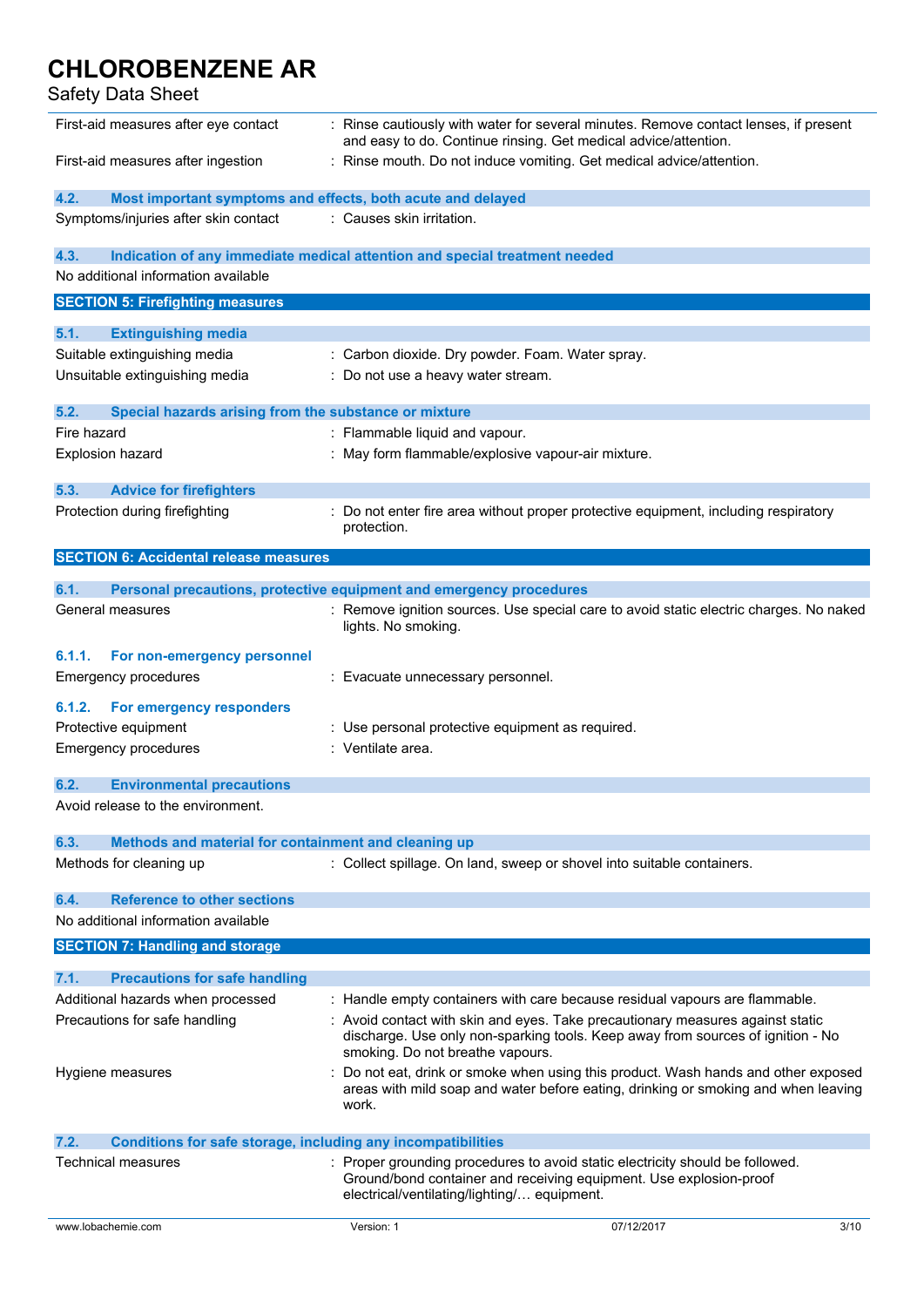| | |
|---|---|
| First-aid measures after eye contact | : Rinse cautiously with water for several minutes. Remove contact lenses, if present and easy to do. Continue rinsing. Get medical advice/attention. |
| First-aid measures after ingestion | : Rinse mouth. Do not induce vomiting. Get medical advice/attention. |

### 4.2. Most important symptoms and effects, both acute and delayed

| | |
|---|---|
| Symptoms/injuries after skin contact | : Causes skin irritation. |

### 4.3. Indication of any immediate medical attention and special treatment needed

No additional information available

## SECTION 5: Firefighting measures

### 5.1. Extinguishing media

| | |
|---|---|
| Suitable extinguishing media | : Carbon dioxide. Dry powder. Foam. Water spray. |
| Unsuitable extinguishing media | : Do not use a heavy water stream. |

### 5.2. Special hazards arising from the substance or mixture

| | |
|---|---|
| Fire hazard | : Flammable liquid and vapour. |
| Explosion hazard | : May form flammable/explosive vapour-air mixture. |

### 5.3. Advice for firefighters

| | |
|---|---|
| Protection during firefighting | : Do not enter fire area without proper protective equipment, including respiratory protection. |

## SECTION 6: Accidental release measures

### 6.1. Personal precautions, protective equipment and emergency procedures

| | |
|---|---|
| General measures | : Remove ignition sources. Use special care to avoid static electric charges. No naked lights. No smoking. |

#### 6.1.1. For non-emergency personnel

| | |
|---|---|
| Emergency procedures | : Evacuate unnecessary personnel. |

#### 6.1.2. For emergency responders

| | |
|---|---|
| Protective equipment | : Use personal protective equipment as required. |
| Emergency procedures | : Ventilate area. |

### 6.2. Environmental precautions

Avoid release to the environment.

### 6.3. Methods and material for containment and cleaning up

| | |
|---|---|
| Methods for cleaning up | : Collect spillage. On land, sweep or shovel into suitable containers. |

### 6.4. Reference to other sections

No additional information available

## SECTION 7: Handling and storage

### 7.1. Precautions for safe handling

| | |
|---|---|
| Additional hazards when processed | : Handle empty containers with care because residual vapours are flammable. |
| Precautions for safe handling | : Avoid contact with skin and eyes. Take precautionary measures against static discharge. Use only non-sparking tools. Keep away from sources of ignition - No smoking. Do not breathe vapours. |
| Hygiene measures | : Do not eat, drink or smoke when using this product. Wash hands and other exposed areas with mild soap and water before eating, drinking or smoking and when leaving work. |

### 7.2. Conditions for safe storage, including any incompatibilities

| | |
|---|---|
| Technical measures | : Proper grounding procedures to avoid static electricity should be followed. Ground/bond container and receiving equipment. Use explosion-proof electrical/ventilating/lighting/… equipment. |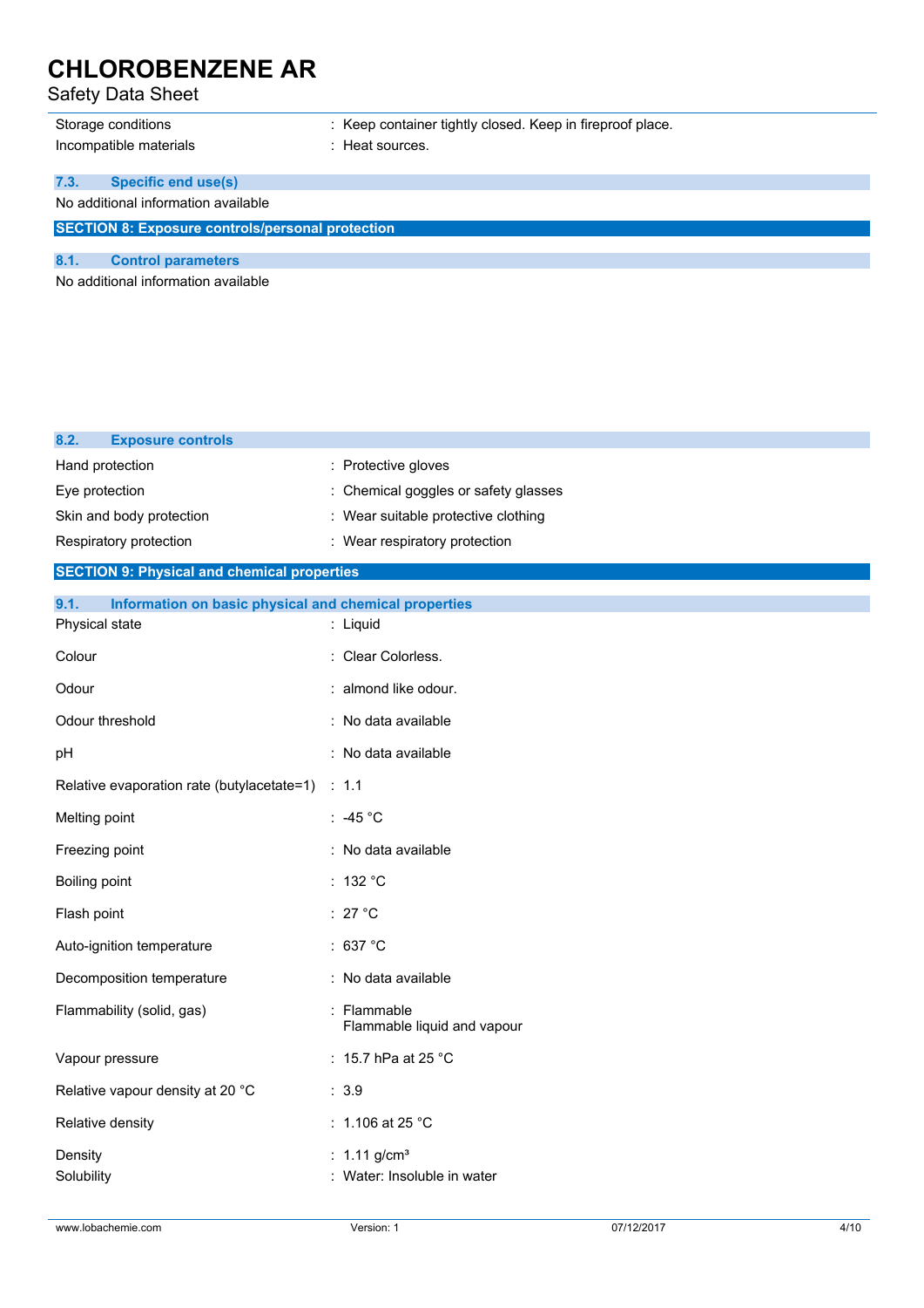| | |
|---|---|
| Storage conditions | : Keep container tightly closed. Keep in fireproof place. |
| Incompatible materials | : Heat sources. |

### 7.3. Specific end use(s)

No additional information available

## SECTION 8: Exposure controls/personal protection

### 8.1. Control parameters

No additional information available

### 8.2. Exposure controls

| | |
|---|---|
| Hand protection | : Protective gloves |
| Eye protection | : Chemical goggles or safety glasses |
| Skin and body protection | : Wear suitable protective clothing |
| Respiratory protection | : Wear respiratory protection |

## SECTION 9: Physical and chemical properties

### 9.1. Information on basic physical and chemical properties

| | |
|---|---|
| Physical state | : Liquid |
| Colour | : Clear Colorless. |
| Odour | : almond like odour. |
| Odour threshold | : No data available |
| pH | : No data available |
| Relative evaporation rate (butylacetate=1) | : 1.1 |
| Melting point | : -45 °C |
| Freezing point | : No data available |
| Boiling point | : 132 °C |
| Flash point | : 27 °C |
| Auto-ignition temperature | : 637 °C |
| Decomposition temperature | : No data available |
| Flammability (solid, gas) | : Flammable<br>Flammable liquid and vapour |
| Vapour pressure | : 15.7 hPa at 25 °C |
| Relative vapour density at 20 °C | : 3.9 |
| Relative density | : 1.106 at 25 °C |
| Density | : 1.11 g/cm³ |
| Solubility | : Water: Insoluble in water |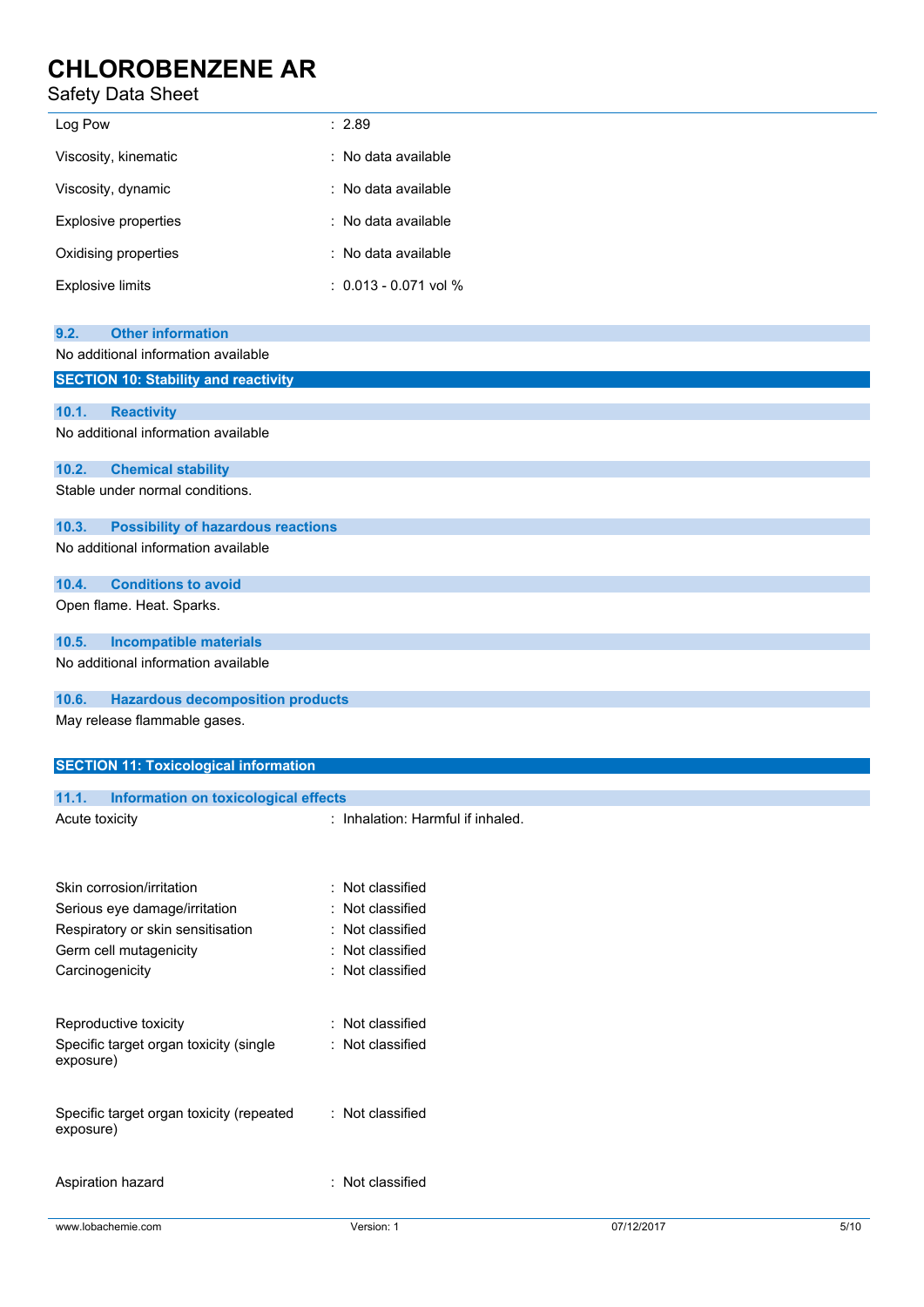| | |
|---|---|
| Log Pow | : 2.89 |
| Viscosity, kinematic | : No data available |
| Viscosity, dynamic | : No data available |
| Explosive properties | : No data available |
| Oxidising properties | : No data available |
| Explosive limits | : 0.013 - 0.071 vol % |

### 9.2. Other information

No additional information available

## SECTION 10: Stability and reactivity

### 10.1. Reactivity

No additional information available

### 10.2. Chemical stability

Stable under normal conditions.

### 10.3. Possibility of hazardous reactions

No additional information available

### 10.4. Conditions to avoid

Open flame. Heat. Sparks.

### 10.5. Incompatible materials

No additional information available

### 10.6. Hazardous decomposition products

May release flammable gases.

## SECTION 11: Toxicological information

### 11.1. Information on toxicological effects

| | |
|---|---|
| Acute toxicity | : Inhalation: Harmful if inhaled. |
| Skin corrosion/irritation | : Not classified |
| Serious eye damage/irritation | : Not classified |
| Respiratory or skin sensitisation | : Not classified |
| Germ cell mutagenicity | : Not classified |
| Carcinogenicity | : Not classified |
| Reproductive toxicity | : Not classified |
| Specific target organ toxicity (single exposure) | : Not classified |
| Specific target organ toxicity (repeated exposure) | : Not classified |
| Aspiration hazard | : Not classified |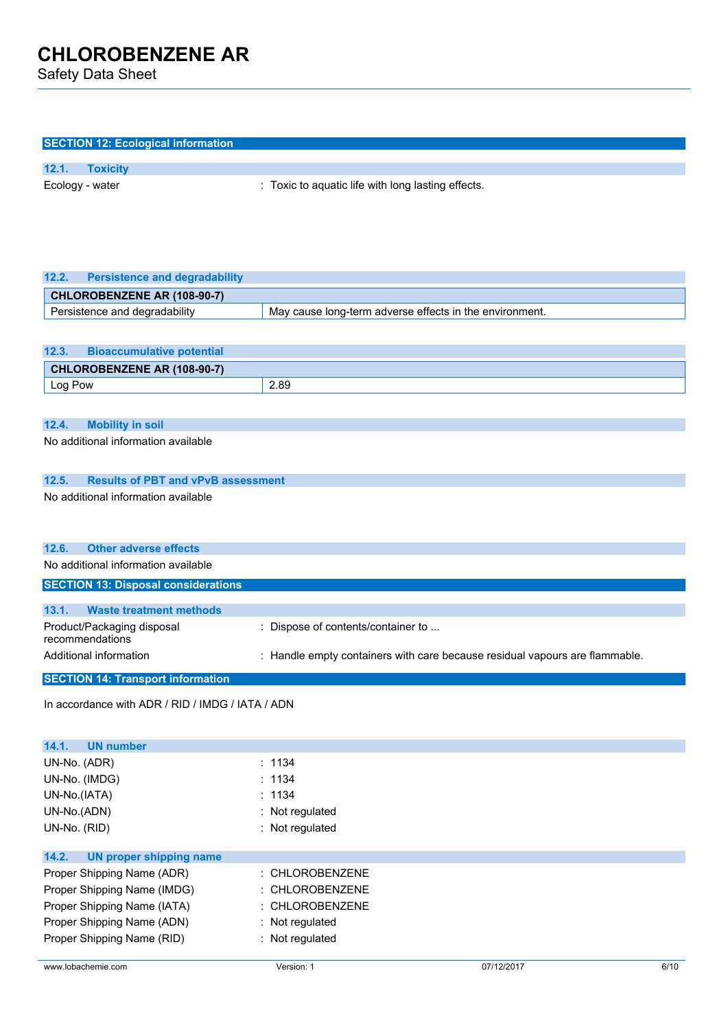## SECTION 12: Ecological information

### 12.1. Toxicity

Ecology - water : Toxic to aquatic life with long lasting effects.

### 12.2. Persistence and degradability

| CHLOROBENZENE AR (108-90-7) | |
|---|---|
| Persistence and degradability | May cause long-term adverse effects in the environment. |

### 12.3. Bioaccumulative potential

| CHLOROBENZENE AR (108-90-7) | |
|---|---|
| Log Pow | 2.89 |

### 12.4. Mobility in soil

No additional information available

### 12.5. Results of PBT and vPvB assessment

No additional information available

### 12.6. Other adverse effects

No additional information available

## SECTION 13: Disposal considerations

### 13.1. Waste treatment methods

Product/Packaging disposal recommendations : Dispose of contents/container to ...

Additional information : Handle empty containers with care because residual vapours are flammable.

## SECTION 14: Transport information

In accordance with ADR / RID / IMDG / IATA / ADN

### 14.1. UN number

UN-No. (ADR) : 1134

UN-No. (IMDG) : 1134

UN-No.(IATA) : 1134

UN-No.(ADN) : Not regulated

UN-No. (RID) : Not regulated

### 14.2. UN proper shipping name

Proper Shipping Name (ADR) : CHLOROBENZENE

Proper Shipping Name (IMDG) : CHLOROBENZENE

Proper Shipping Name (IATA) : CHLOROBENZENE

Proper Shipping Name (ADN) : Not regulated

Proper Shipping Name (RID) : Not regulated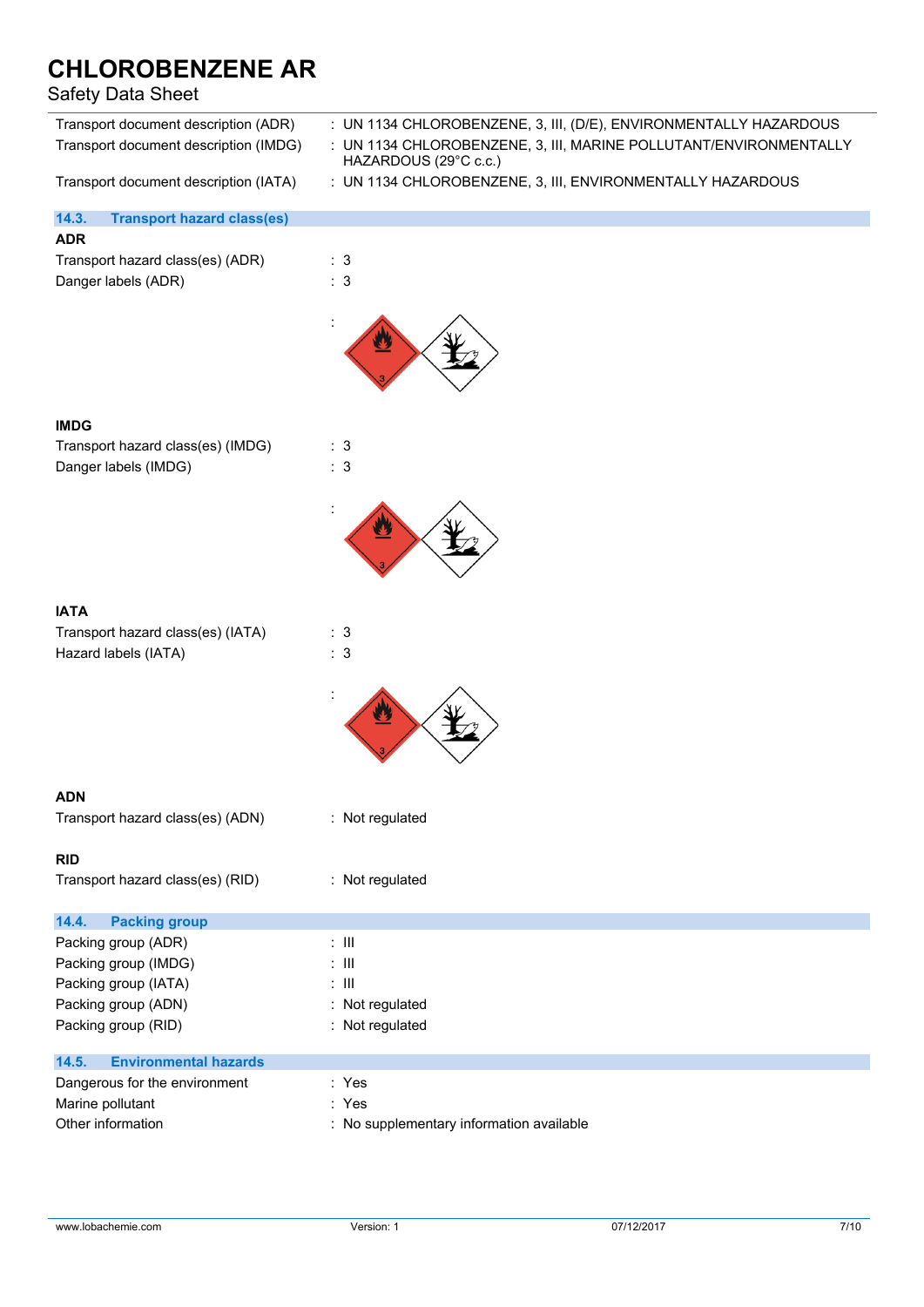# CHLOROBENZENE AR

Safety Data Sheet

| | |
|---|---|
| Transport document description (ADR) | : UN 1134 CHLOROBENZENE, 3, III, (D/E), ENVIRONMENTALLY HAZARDOUS |
| Transport document description (IMDG) | : UN 1134 CHLOROBENZENE, 3, III, MARINE POLLUTANT/ENVIRONMENTALLY HAZARDOUS (29°C c.c.) |
| Transport document description (IATA) | : UN 1134 CHLOROBENZENE, 3, III, ENVIRONMENTALLY HAZARDOUS |

## 14.3. Transport hazard class(es)

**ADR**

| | |
|---|---|
| Transport hazard class(es) (ADR) | : 3 |
| Danger labels (ADR) | : 3 |
| | : |

**IMDG**

| | |
|---|---|
| Transport hazard class(es) (IMDG) | : 3 |
| Danger labels (IMDG) | : 3 |
| | : |

**IATA**

| | |
|---|---|
| Transport hazard class(es) (IATA) | : 3 |
| Hazard labels (IATA) | : 3 |
| | : |

**ADN**

| | |
|---|---|
| Transport hazard class(es) (ADN) | : Not regulated |

**RID**

| | |
|---|---|
| Transport hazard class(es) (RID) | : Not regulated |

## 14.4. Packing group

| | |
|---|---|
| Packing group (ADR) | : III |
| Packing group (IMDG) | : III |
| Packing group (IATA) | : III |
| Packing group (ADN) | : Not regulated |
| Packing group (RID) | : Not regulated |

## 14.5. Environmental hazards

| | |
|---|---|
| Dangerous for the environment | : Yes |
| Marine pollutant | : Yes |
| Other information | : No supplementary information available |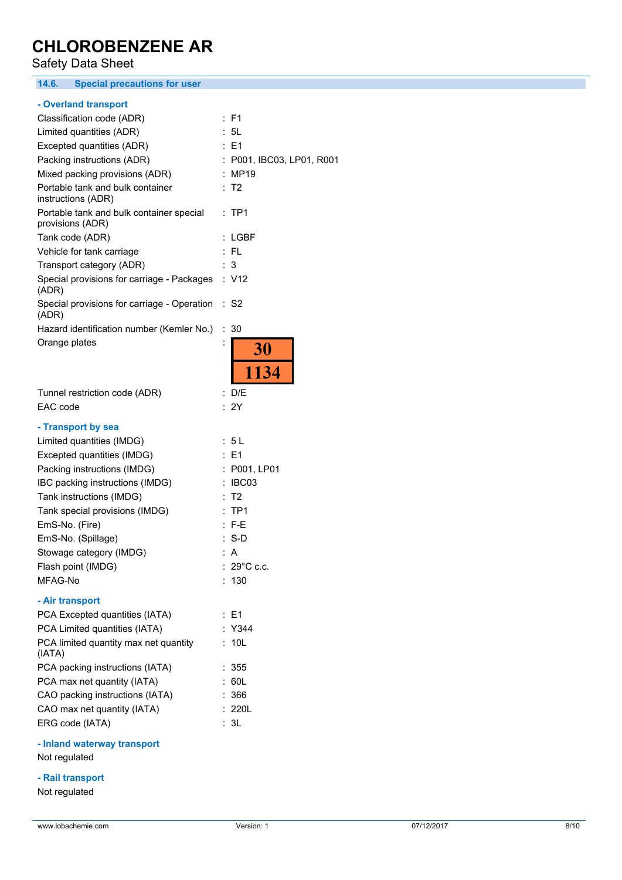## 14.6. Special precautions for user

### - Overland transport

| | |
|---|---|
| Classification code (ADR) | : F1 |
| Limited quantities (ADR) | : 5L |
| Excepted quantities (ADR) | : E1 |
| Packing instructions (ADR) | : P001, IBC03, LP01, R001 |
| Mixed packing provisions (ADR) | : MP19 |
| Portable tank and bulk container instructions (ADR) | : T2 |
| Portable tank and bulk container special provisions (ADR) | : TP1 |
| Tank code (ADR) | : LGBF |
| Vehicle for tank carriage | : FL |
| Transport category (ADR) | : 3 |
| Special provisions for carriage - Packages (ADR) | : V12 |
| Special provisions for carriage - Operation (ADR) | : S2 |
| Hazard identification number (Kemler No.) | : 30 |
| Orange plates | : 30 / 1134 |
| Tunnel restriction code (ADR) | : D/E |
| EAC code | : 2Y |

### - Transport by sea

| | |
|---|---|
| Limited quantities (IMDG) | : 5 L |
| Excepted quantities (IMDG) | : E1 |
| Packing instructions (IMDG) | : P001, LP01 |
| IBC packing instructions (IMDG) | : IBC03 |
| Tank instructions (IMDG) | : T2 |
| Tank special provisions (IMDG) | : TP1 |
| EmS-No. (Fire) | : F-E |
| EmS-No. (Spillage) | : S-D |
| Stowage category (IMDG) | : A |
| Flash point (IMDG) | : 29°C c.c. |
| MFAG-No | : 130 |

### - Air transport

| | |
|---|---|
| PCA Excepted quantities (IATA) | : E1 |
| PCA Limited quantities (IATA) | : Y344 |
| PCA limited quantity max net quantity (IATA) | : 10L |
| PCA packing instructions (IATA) | : 355 |
| PCA max net quantity (IATA) | : 60L |
| CAO packing instructions (IATA) | : 366 |
| CAO max net quantity (IATA) | : 220L |
| ERG code (IATA) | : 3L |

### - Inland waterway transport

Not regulated

### - Rail transport

Not regulated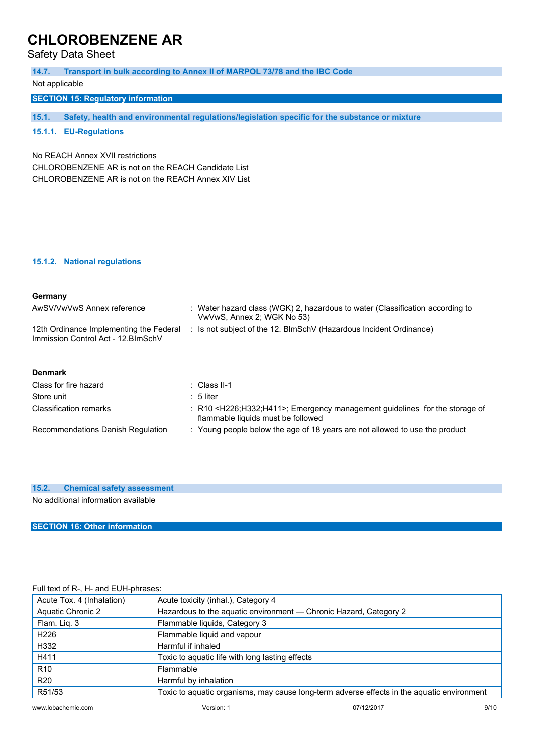### 14.7. Transport in bulk according to Annex II of MARPOL 73/78 and the IBC Code

Not applicable

## SECTION 15: Regulatory information

### 15.1. Safety, health and environmental regulations/legislation specific for the substance or mixture

#### 15.1.1. EU-Regulations

No REACH Annex XVII restrictions

CHLOROBENZENE AR is not on the REACH Candidate List

CHLOROBENZENE AR is not on the REACH Annex XIV List

#### 15.1.2. National regulations

**Germany**

| | |
|---|---|
| AwSV/VwVwS Annex reference | : Water hazard class (WGK) 2, hazardous to water (Classification according to VwVwS, Annex 2; WGK No 53) |
| 12th Ordinance Implementing the Federal Immission Control Act - 12.BImSchV | : Is not subject of the 12. BlmSchV (Hazardous Incident Ordinance) |

**Denmark**

| | |
|---|---|
| Class for fire hazard | : Class II-1 |
| Store unit | : 5 liter |
| Classification remarks | : R10 <H226;H332;H411>; Emergency management guidelines for the storage of flammable liquids must be followed |
| Recommendations Danish Regulation | : Young people below the age of 18 years are not allowed to use the product |

### 15.2. Chemical safety assessment

No additional information available

## SECTION 16: Other information

Full text of R-, H- and EUH-phrases:

| | |
|---|---|
| Acute Tox. 4 (Inhalation) | Acute toxicity (inhal.), Category 4 |
| Aquatic Chronic 2 | Hazardous to the aquatic environment — Chronic Hazard, Category 2 |
| Flam. Liq. 3 | Flammable liquids, Category 3 |
| H226 | Flammable liquid and vapour |
| H332 | Harmful if inhaled |
| H411 | Toxic to aquatic life with long lasting effects |
| R10 | Flammable |
| R20 | Harmful by inhalation |
| R51/53 | Toxic to aquatic organisms, may cause long-term adverse effects in the aquatic environment |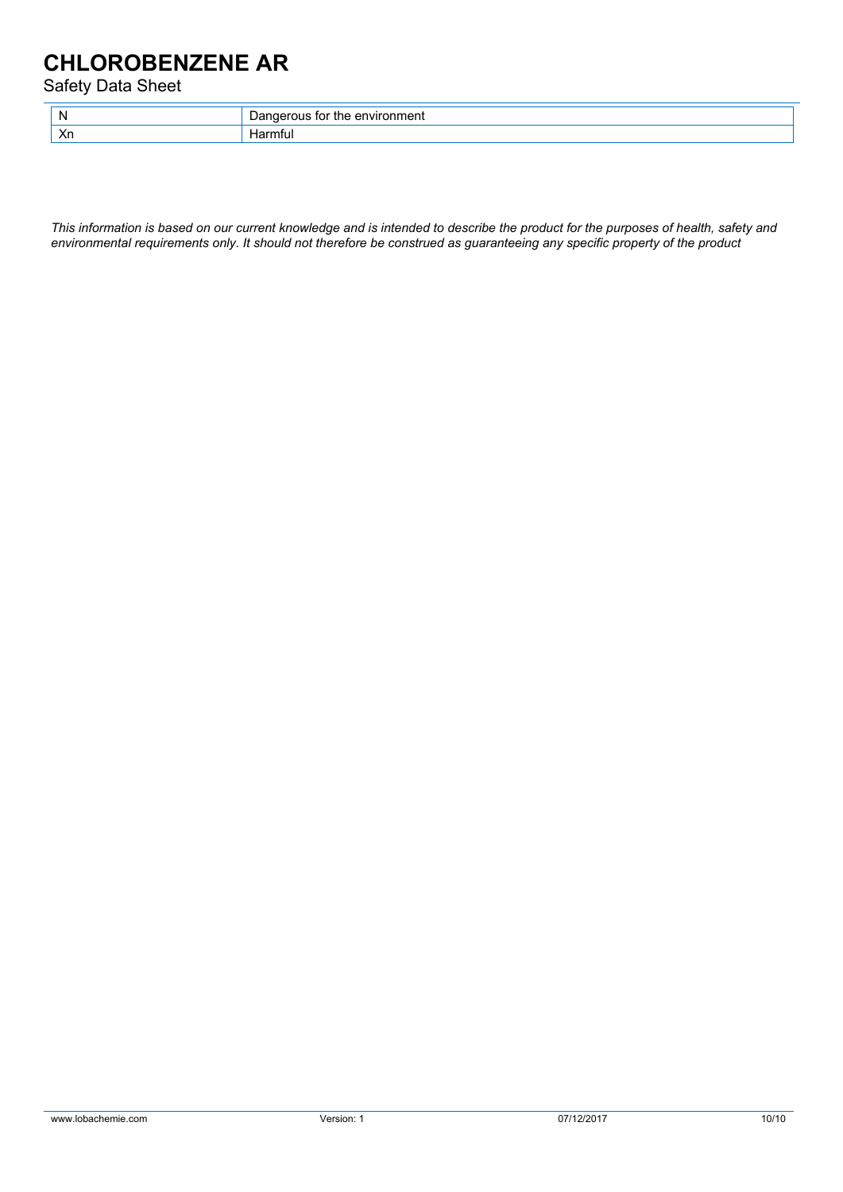| | |
|---|---|
| N | Dangerous for the environment |
| Xn | Harmful |

*This information is based on our current knowledge and is intended to describe the product for the purposes of health, safety and environmental requirements only. It should not therefore be construed as guaranteeing any specific property of the product*